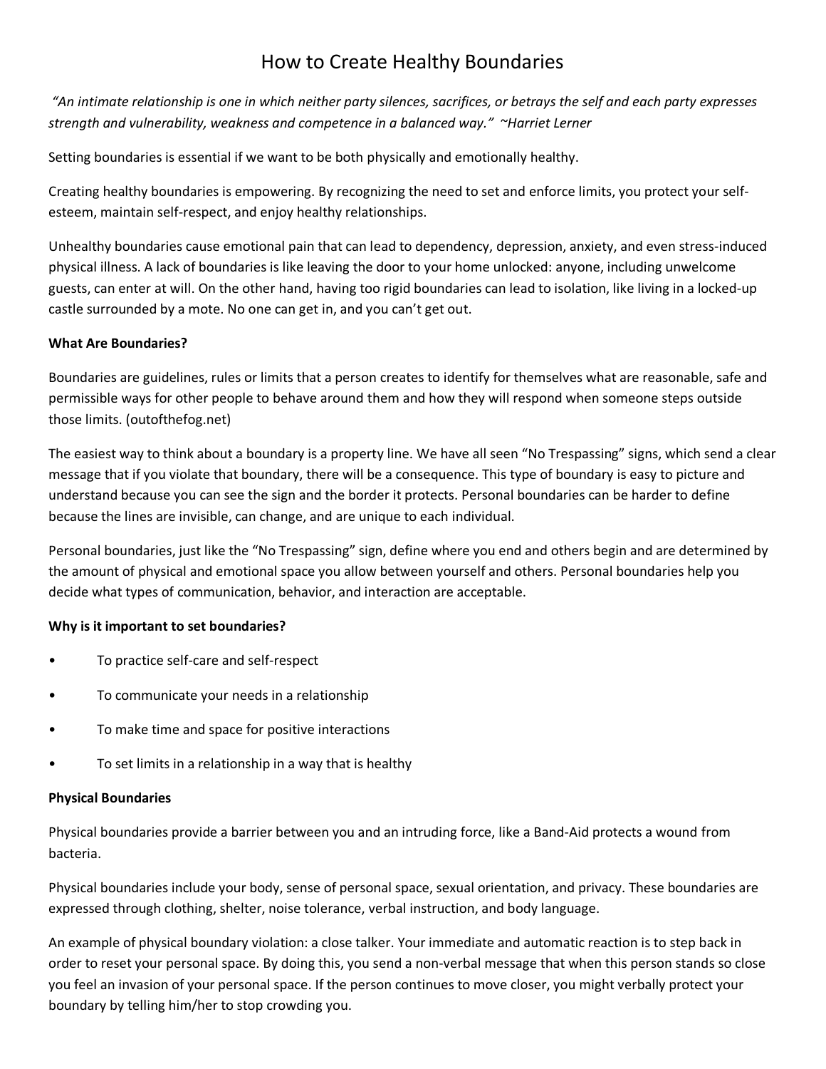# How to Create Healthy Boundaries

*"An intimate relationship is one in which neither party silences, sacrifices, or betrays the self and each party expresses strength and vulnerability, weakness and competence in a balanced way." ~Harriet Lerner*

Setting boundaries is essential if we want to be both physically and emotionally healthy.

Creating healthy boundaries is empowering. By recognizing the need to set and enforce limits, you protect your self-esteem, maintain self-respect, and enjoy healthy relationships.

Unhealthy boundaries cause emotional pain that can lead to dependency, depression, anxiety, and even stress-induced physical illness. A lack of boundaries is like leaving the door to your home unlocked: anyone, including unwelcome guests, can enter at will. On the other hand, having too rigid boundaries can lead to isolation, like living in a locked-up castle surrounded by a mote. No one can get in, and you can't get out.

**What Are Boundaries?**

Boundaries are guidelines, rules or limits that a person creates to identify for themselves what are reasonable, safe and permissible ways for other people to behave around them and how they will respond when someone steps outside those limits. (outofthefog.net)

The easiest way to think about a boundary is a property line. We have all seen "No Trespassing" signs, which send a clear message that if you violate that boundary, there will be a consequence. This type of boundary is easy to picture and understand because you can see the sign and the border it protects. Personal boundaries can be harder to define because the lines are invisible, can change, and are unique to each individual.

Personal boundaries, just like the "No Trespassing" sign, define where you end and others begin and are determined by the amount of physical and emotional space you allow between yourself and others. Personal boundaries help you decide what types of communication, behavior, and interaction are acceptable.

**Why is it important to set boundaries?**

- To practice self-care and self-respect
- To communicate your needs in a relationship
- To make time and space for positive interactions
- To set limits in a relationship in a way that is healthy

**Physical Boundaries**

Physical boundaries provide a barrier between you and an intruding force, like a Band-Aid protects a wound from bacteria.

Physical boundaries include your body, sense of personal space, sexual orientation, and privacy. These boundaries are expressed through clothing, shelter, noise tolerance, verbal instruction, and body language.

An example of physical boundary violation: a close talker. Your immediate and automatic reaction is to step back in order to reset your personal space. By doing this, you send a non-verbal message that when this person stands so close you feel an invasion of your personal space. If the person continues to move closer, you might verbally protect your boundary by telling him/her to stop crowding you.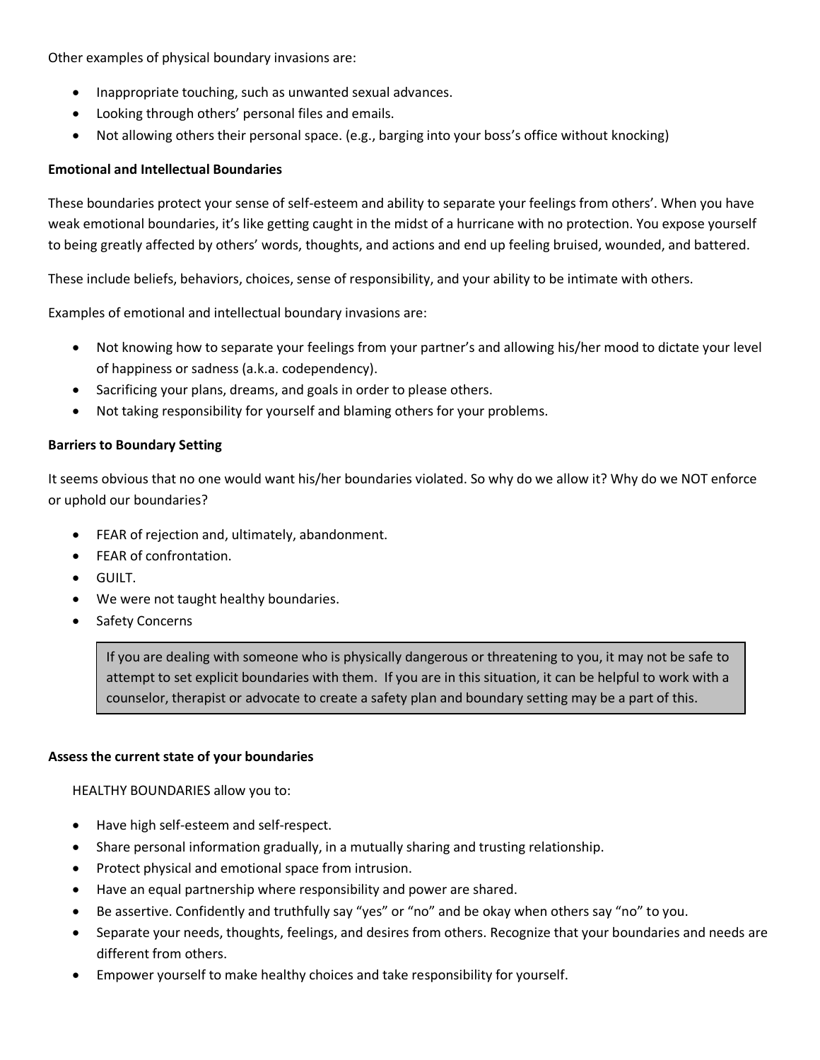Other examples of physical boundary invasions are:

- Inappropriate touching, such as unwanted sexual advances.
- Looking through others' personal files and emails.
- Not allowing others their personal space. (e.g., barging into your boss's office without knocking)

**Emotional and Intellectual Boundaries**

These boundaries protect your sense of self-esteem and ability to separate your feelings from others'. When you have weak emotional boundaries, it's like getting caught in the midst of a hurricane with no protection. You expose yourself to being greatly affected by others' words, thoughts, and actions and end up feeling bruised, wounded, and battered.

These include beliefs, behaviors, choices, sense of responsibility, and your ability to be intimate with others.

Examples of emotional and intellectual boundary invasions are:

- Not knowing how to separate your feelings from your partner's and allowing his/her mood to dictate your level of happiness or sadness (a.k.a. codependency).
- Sacrificing your plans, dreams, and goals in order to please others.
- Not taking responsibility for yourself and blaming others for your problems.

**Barriers to Boundary Setting**

It seems obvious that no one would want his/her boundaries violated. So why do we allow it? Why do we NOT enforce or uphold our boundaries?

- FEAR of rejection and, ultimately, abandonment.
- FEAR of confrontation.
- GUILT.
- We were not taught healthy boundaries.
- Safety Concerns

> If you are dealing with someone who is physically dangerous or threatening to you, it may not be safe to attempt to set explicit boundaries with them. If you are in this situation, it can be helpful to work with a counselor, therapist or advocate to create a safety plan and boundary setting may be a part of this.

**Assess the current state of your boundaries**

HEALTHY BOUNDARIES allow you to:

- Have high self-esteem and self-respect.
- Share personal information gradually, in a mutually sharing and trusting relationship.
- Protect physical and emotional space from intrusion.
- Have an equal partnership where responsibility and power are shared.
- Be assertive. Confidently and truthfully say "yes" or "no" and be okay when others say "no" to you.
- Separate your needs, thoughts, feelings, and desires from others. Recognize that your boundaries and needs are different from others.
- Empower yourself to make healthy choices and take responsibility for yourself.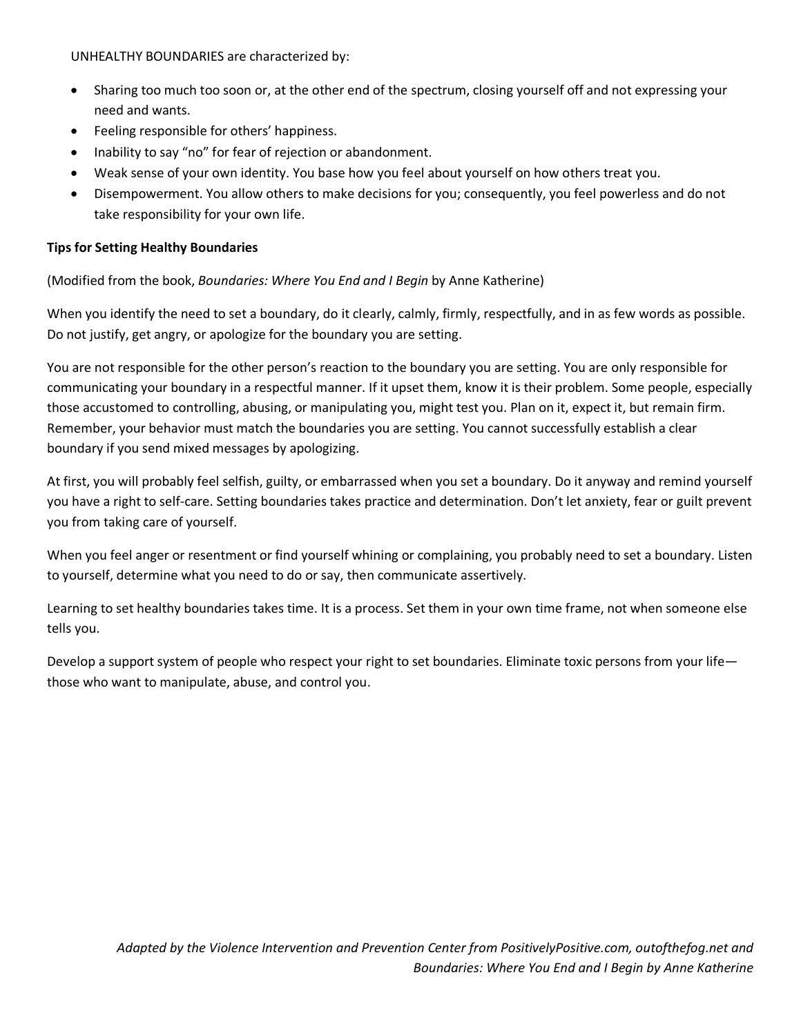UNHEALTHY BOUNDARIES are characterized by:

- Sharing too much too soon or, at the other end of the spectrum, closing yourself off and not expressing your need and wants.
- Feeling responsible for others' happiness.
- Inability to say "no" for fear of rejection or abandonment.
- Weak sense of your own identity. You base how you feel about yourself on how others treat you.
- Disempowerment. You allow others to make decisions for you; consequently, you feel powerless and do not take responsibility for your own life.

**Tips for Setting Healthy Boundaries**

(Modified from the book, *Boundaries: Where You End and I Begin* by Anne Katherine)

When you identify the need to set a boundary, do it clearly, calmly, firmly, respectfully, and in as few words as possible. Do not justify, get angry, or apologize for the boundary you are setting.

You are not responsible for the other person's reaction to the boundary you are setting. You are only responsible for communicating your boundary in a respectful manner. If it upset them, know it is their problem. Some people, especially those accustomed to controlling, abusing, or manipulating you, might test you. Plan on it, expect it, but remain firm. Remember, your behavior must match the boundaries you are setting. You cannot successfully establish a clear boundary if you send mixed messages by apologizing.

At first, you will probably feel selfish, guilty, or embarrassed when you set a boundary. Do it anyway and remind yourself you have a right to self-care. Setting boundaries takes practice and determination. Don't let anxiety, fear or guilt prevent you from taking care of yourself.

When you feel anger or resentment or find yourself whining or complaining, you probably need to set a boundary. Listen to yourself, determine what you need to do or say, then communicate assertively.

Learning to set healthy boundaries takes time. It is a process. Set them in your own time frame, not when someone else tells you.

Develop a support system of people who respect your right to set boundaries. Eliminate toxic persons from your life—those who want to manipulate, abuse, and control you.

*Adapted by the Violence Intervention and Prevention Center from PositivelyPositive.com, outofthefog.net and Boundaries: Where You End and I Begin by Anne Katherine*